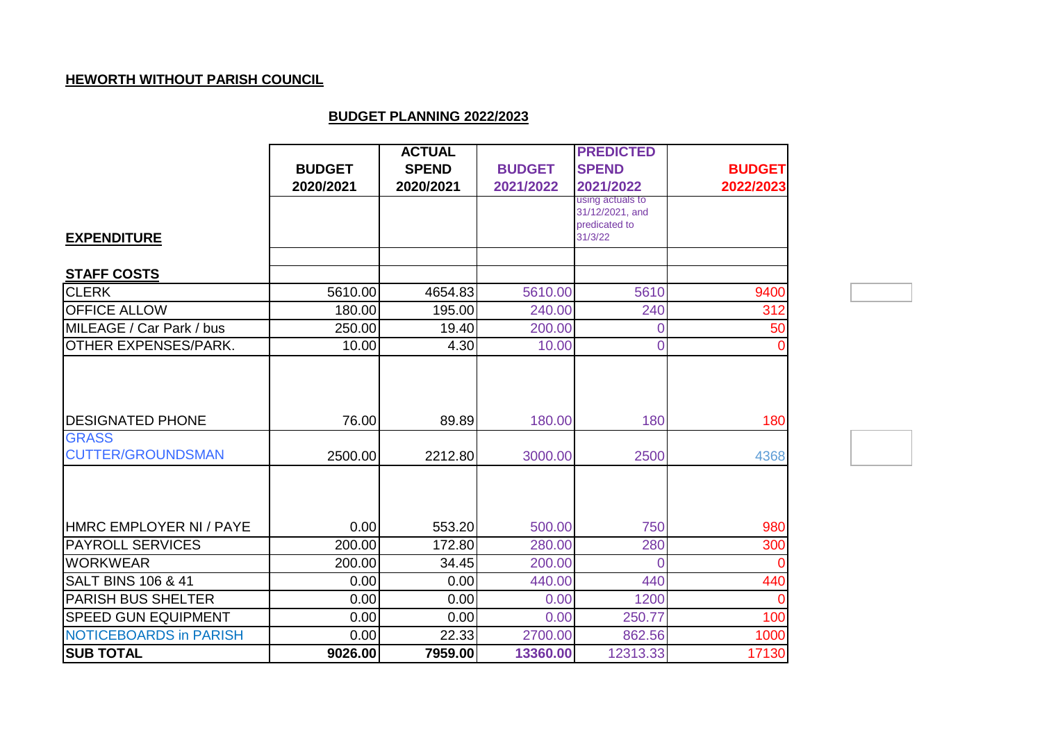**HEWORTH WITHOUT PARISH COUNCIL**

**BUDGET PLANNING 2022/2023**

| EXPENDITURE | BUDGET 2020/2021 | ACTUAL SPEND 2020/2021 | BUDGET 2021/2022 | PREDICTED SPEND 2021/2022 using actuals to 31/12/2021, and predicated to 31/3/22 | BUDGET 2022/2023 |
|---|---|---|---|---|---|
| **STAFF COSTS** | | | | | |
| CLERK | 5610.00 | 4654.83 | 5610.00 | 5610 | 9400 |
| OFFICE ALLOW | 180.00 | 195.00 | 240.00 | 240 | 312 |
| MILEAGE / Car Park / bus | 250.00 | 19.40 | 200.00 | 0 | 50 |
| OTHER EXPENSES/PARK. | 10.00 | 4.30 | 10.00 | 0 | 0 |
| DESIGNATED PHONE | 76.00 | 89.89 | 180.00 | 180 | 180 |
| GRASS CUTTER/GROUNDSMAN | 2500.00 | 2212.80 | 3000.00 | 2500 | 4368 |
| HMRC EMPLOYER NI / PAYE | 0.00 | 553.20 | 500.00 | 750 | 980 |
| PAYROLL SERVICES | 200.00 | 172.80 | 280.00 | 280 | 300 |
| WORKWEAR | 200.00 | 34.45 | 200.00 | 0 | 0 |
| SALT BINS 106 & 41 | 0.00 | 0.00 | 440.00 | 440 | 440 |
| PARISH BUS SHELTER | 0.00 | 0.00 | 0.00 | 1200 | 0 |
| SPEED GUN EQUIPMENT | 0.00 | 0.00 | 0.00 | 250.77 | 100 |
| NOTICEBOARDS in PARISH | 0.00 | 22.33 | 2700.00 | 862.56 | 1000 |
| **SUB TOTAL** | **9026.00** | **7959.00** | **13360.00** | 12313.33 | 17130 |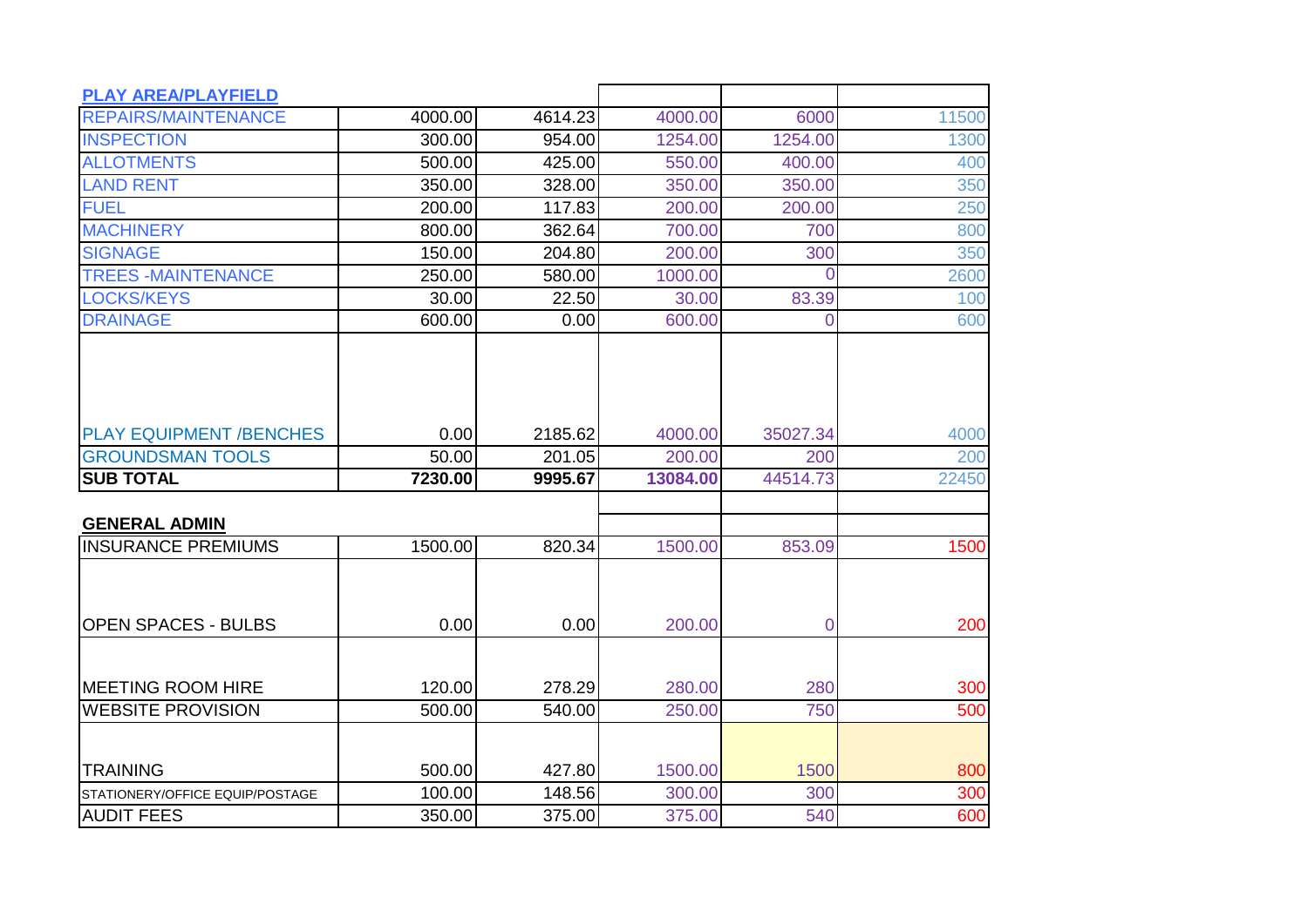| PLAY AREA/PLAYFIELD | | | | | |
|---|---|---|---|---|---|
| REPAIRS/MAINTENANCE | 4000.00 | 4614.23 | 4000.00 | 6000 | 11500 |
| INSPECTION | 300.00 | 954.00 | 1254.00 | 1254.00 | 1300 |
| ALLOTMENTS | 500.00 | 425.00 | 550.00 | 400.00 | 400 |
| LAND RENT | 350.00 | 328.00 | 350.00 | 350.00 | 350 |
| FUEL | 200.00 | 117.83 | 200.00 | 200.00 | 250 |
| MACHINERY | 800.00 | 362.64 | 700.00 | 700 | 800 |
| SIGNAGE | 150.00 | 204.80 | 200.00 | 300 | 350 |
| TREES -MAINTENANCE | 250.00 | 580.00 | 1000.00 | 0 | 2600 |
| LOCKS/KEYS | 30.00 | 22.50 | 30.00 | 83.39 | 100 |
| DRAINAGE | 600.00 | 0.00 | 600.00 | 0 | 600 |
| PLAY EQUIPMENT /BENCHES | 0.00 | 2185.62 | 4000.00 | 35027.34 | 4000 |
| GROUNDSMAN TOOLS | 50.00 | 201.05 | 200.00 | 200 | 200 |
| **SUB TOTAL** | **7230.00** | **9995.67** | **13084.00** | 44514.73 | 22450 |
| | | | | | |
| **GENERAL ADMIN** | | | | | |
| INSURANCE PREMIUMS | 1500.00 | 820.34 | 1500.00 | 853.09 | 1500 |
| OPEN SPACES - BULBS | 0.00 | 0.00 | 200.00 | 0 | 200 |
| MEETING ROOM HIRE | 120.00 | 278.29 | 280.00 | 280 | 300 |
| WEBSITE PROVISION | 500.00 | 540.00 | 250.00 | 750 | 500 |
| TRAINING | 500.00 | 427.80 | 1500.00 | 1500 | 800 |
| STATIONERY/OFFICE EQUIP/POSTAGE | 100.00 | 148.56 | 300.00 | 300 | 300 |
| AUDIT FEES | 350.00 | 375.00 | 375.00 | 540 | 600 |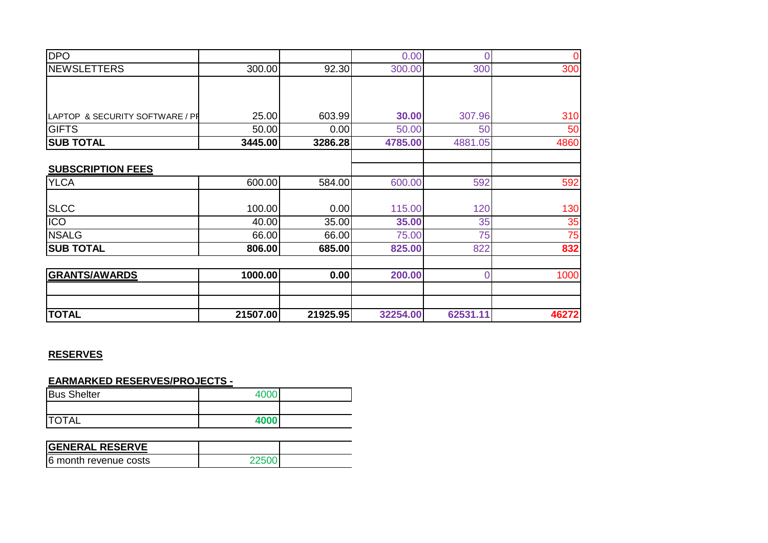| | | | | | |
|---|---|---|---|---|---|
| DPO | | | 0.00 | 0 | 0 |
| NEWSLETTERS | 300.00 | 92.30 | 300.00 | 300 | 300 |
| | | | | | |
| LAPTOP & SECURITY SOFTWARE / PI | 25.00 | 603.99 | **30.00** | 307.96 | 310 |
| GIFTS | 50.00 | 0.00 | 50.00 | 50 | 50 |
| **SUB TOTAL** | **3445.00** | **3286.28** | **4785.00** | 4881.05 | 4860 |
| | | | | | |
| **SUBSCRIPTION FEES** | | | | | |
| YLCA | 600.00 | 584.00 | 600.00 | 592 | 592 |
| | | | | | |
| SLCC | 100.00 | 0.00 | 115.00 | 120 | 130 |
| ICO | 40.00 | 35.00 | **35.00** | 35 | 35 |
| NSALG | 66.00 | 66.00 | 75.00 | 75 | 75 |
| **SUB TOTAL** | **806.00** | **685.00** | **825.00** | 822 | **832** |
| | | | | | |
| **GRANTS/AWARDS** | **1000.00** | **0.00** | **200.00** | 0 | 1000 |
| | | | | | |
| | | | | | |
| **TOTAL** | **21507.00** | **21925.95** | **32254.00** | **62531.11** | **46272** |

## RESERVES

### EARMARKED RESERVES/PROJECTS -

| | | |
|---|---|---|
| Bus Shelter | 4000 | |
| | | |
| TOTAL | **4000** | |

| **GENERAL RESERVE** | | |
|---|---|---|
| 6 month revenue costs | 22500 | |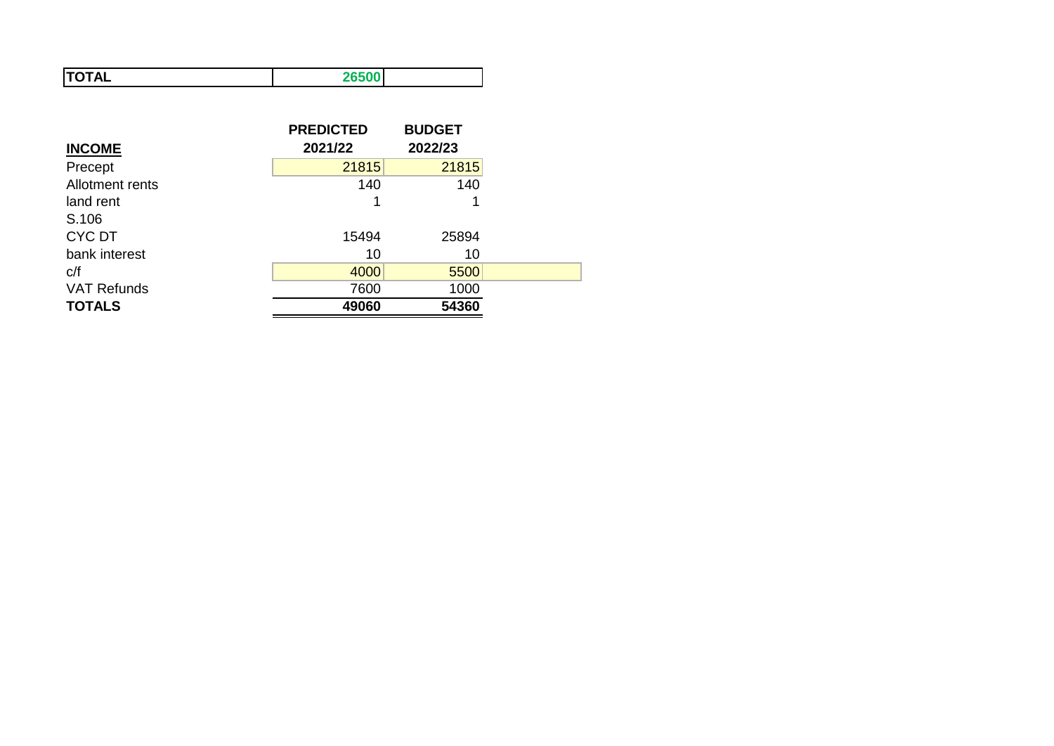| | | |
|---|---|---|
| **TOTAL** | **26500** | |

| **INCOME** | **PREDICTED 2021/22** | **BUDGET 2022/23** | |
|---|---|---|---|
| Precept | 21815 | 21815 | |
| Allotment rents | 140 | 140 | |
| land rent | 1 | 1 | |
| S.106 | | | |
| CYC DT | 15494 | 25894 | |
| bank interest | 10 | 10 | |
| c/f | 4000 | 5500 | |
| VAT Refunds | 7600 | 1000 | |
| **TOTALS** | **49060** | **54360** | |